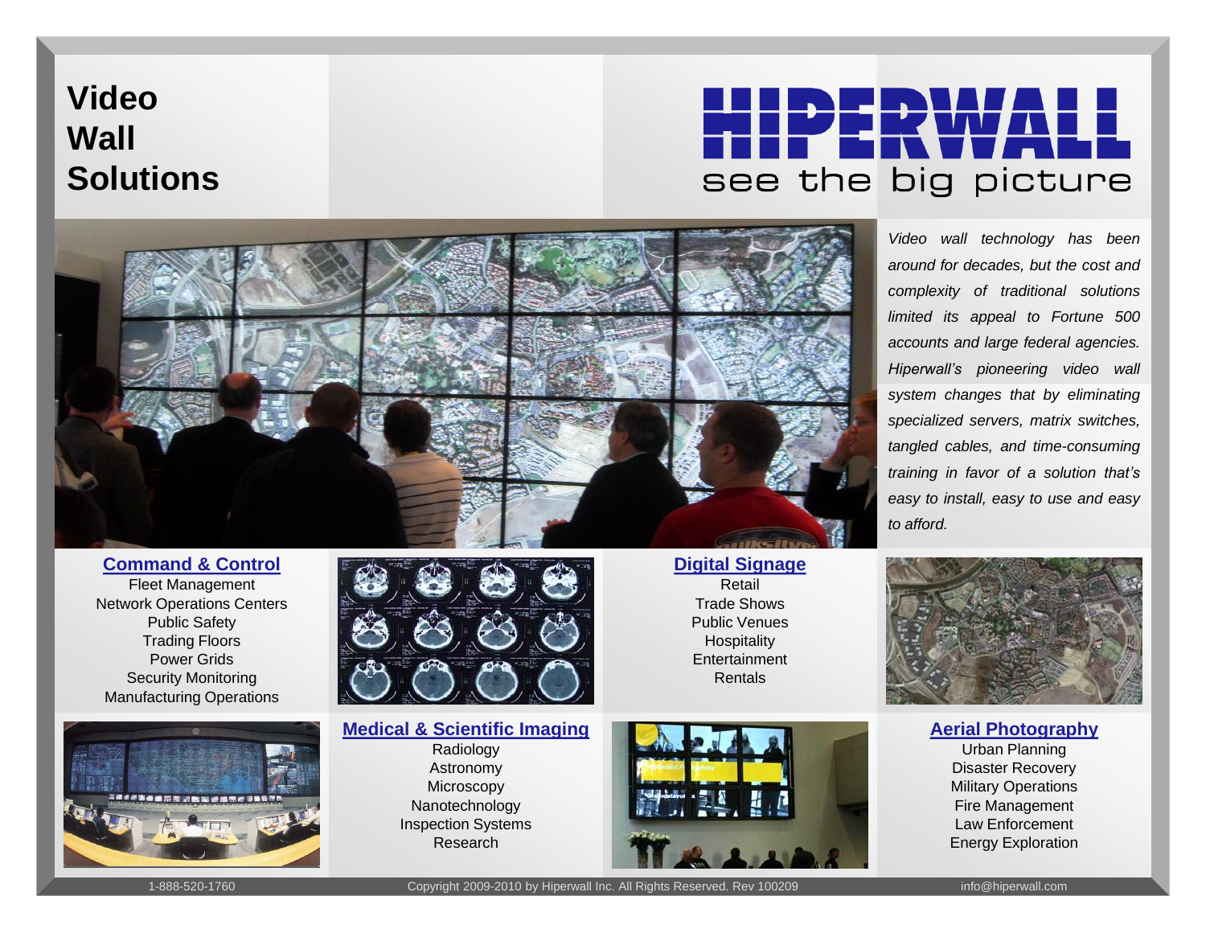# Video Wall Solutions

**HIPERWALL**

see the big picture

*Video wall technology has been around for decades, but the cost and complexity of traditional solutions limited its appeal to Fortune 500 accounts and large federal agencies. Hiperwall's pioneering video wall system changes that by eliminating specialized servers, matrix switches, tangled cables, and time-consuming training in favor of a solution that's easy to install, easy to use and easy to afford.*

## Command & Control

Fleet Management
Network Operations Centers
Public Safety
Trading Floors
Power Grids
Security Monitoring
Manufacturing Operations

## Digital Signage

Retail
Trade Shows
Public Venues
Hospitality
Entertainment
Rentals

## Medical & Scientific Imaging

Radiology
Astronomy
Microscopy
Nanotechnology
Inspection Systems
Research

## Aerial Photography

Urban Planning
Disaster Recovery
Military Operations
Fire Management
Law Enforcement
Energy Exploration

1-888-520-1760 | Copyright 2009-2010 by Hiperwall Inc. All Rights Reserved. Rev 100209 | info@hiperwall.com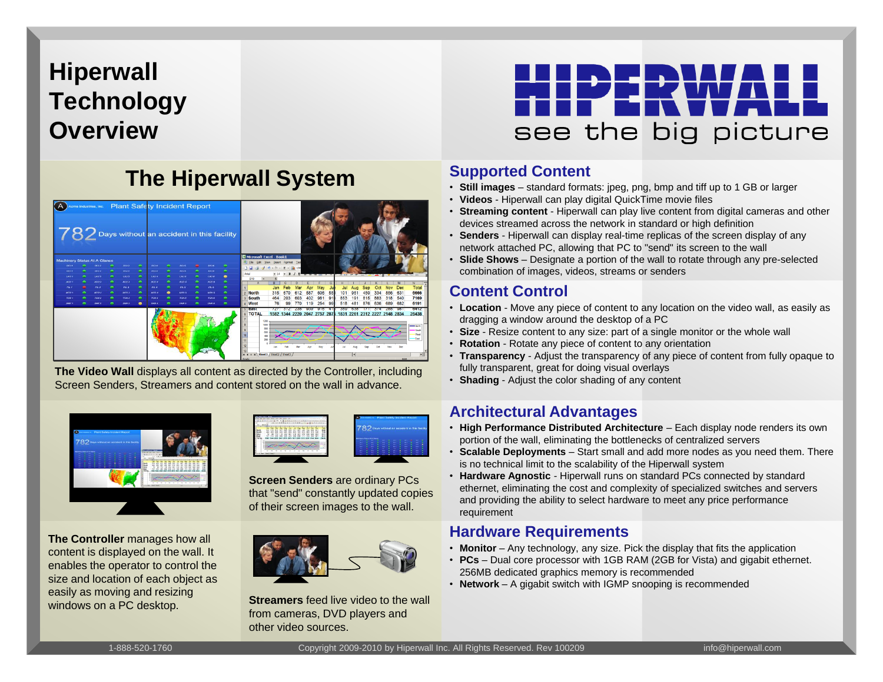# Hiperwall Technology Overview

HIPERWALL

see the big picture

## The Hiperwall System

**The Video Wall** displays all content as directed by the Controller, including Screen Senders, Streamers and content stored on the wall in advance.

**Screen Senders** are ordinary PCs that "send" constantly updated copies of their screen images to the wall.

**The Controller** manages how all content is displayed on the wall. It enables the operator to control the size and location of each object as easily as moving and resizing windows on a PC desktop.

**Streamers** feed live video to the wall from cameras, DVD players and other video sources.

## Supported Content

- **Still images** – standard formats: jpeg, png, bmp and tiff up to 1 GB or larger
- **Videos** - Hiperwall can play digital QuickTime movie files
- **Streaming content** - Hiperwall can play live content from digital cameras and other devices streamed across the network in standard or high definition
- **Senders** - Hiperwall can display real-time replicas of the screen display of any network attached PC, allowing that PC to "send" its screen to the wall
- **Slide Shows** – Designate a portion of the wall to rotate through any pre-selected combination of images, videos, streams or senders

## Content Control

- **Location** - Move any piece of content to any location on the video wall, as easily as dragging a window around the desktop of a PC
- **Size** - Resize content to any size: part of a single monitor or the whole wall
- **Rotation** - Rotate any piece of content to any orientation
- **Transparency** - Adjust the transparency of any piece of content from fully opaque to fully transparent, great for doing visual overlays
- **Shading** - Adjust the color shading of any content

## Architectural Advantages

- **High Performance Distributed Architecture** – Each display node renders its own portion of the wall, eliminating the bottlenecks of centralized servers
- **Scalable Deployments** – Start small and add more nodes as you need them. There is no technical limit to the scalability of the Hiperwall system
- **Hardware Agnostic** - Hiperwall runs on standard PCs connected by standard ethernet, eliminating the cost and complexity of specialized switches and servers and providing the ability to select hardware to meet any price performance requirement

## Hardware Requirements

- **Monitor** – Any technology, any size. Pick the display that fits the application
- **PCs** – Dual core processor with 1GB RAM (2GB for Vista) and gigabit ethernet. 256MB dedicated graphics memory is recommended
- **Network** – A gigabit switch with IGMP snooping is recommended

1-888-520-1760 Copyright 2009-2010 by Hiperwall Inc. All Rights Reserved. Rev 100209 info@hiperwall.com